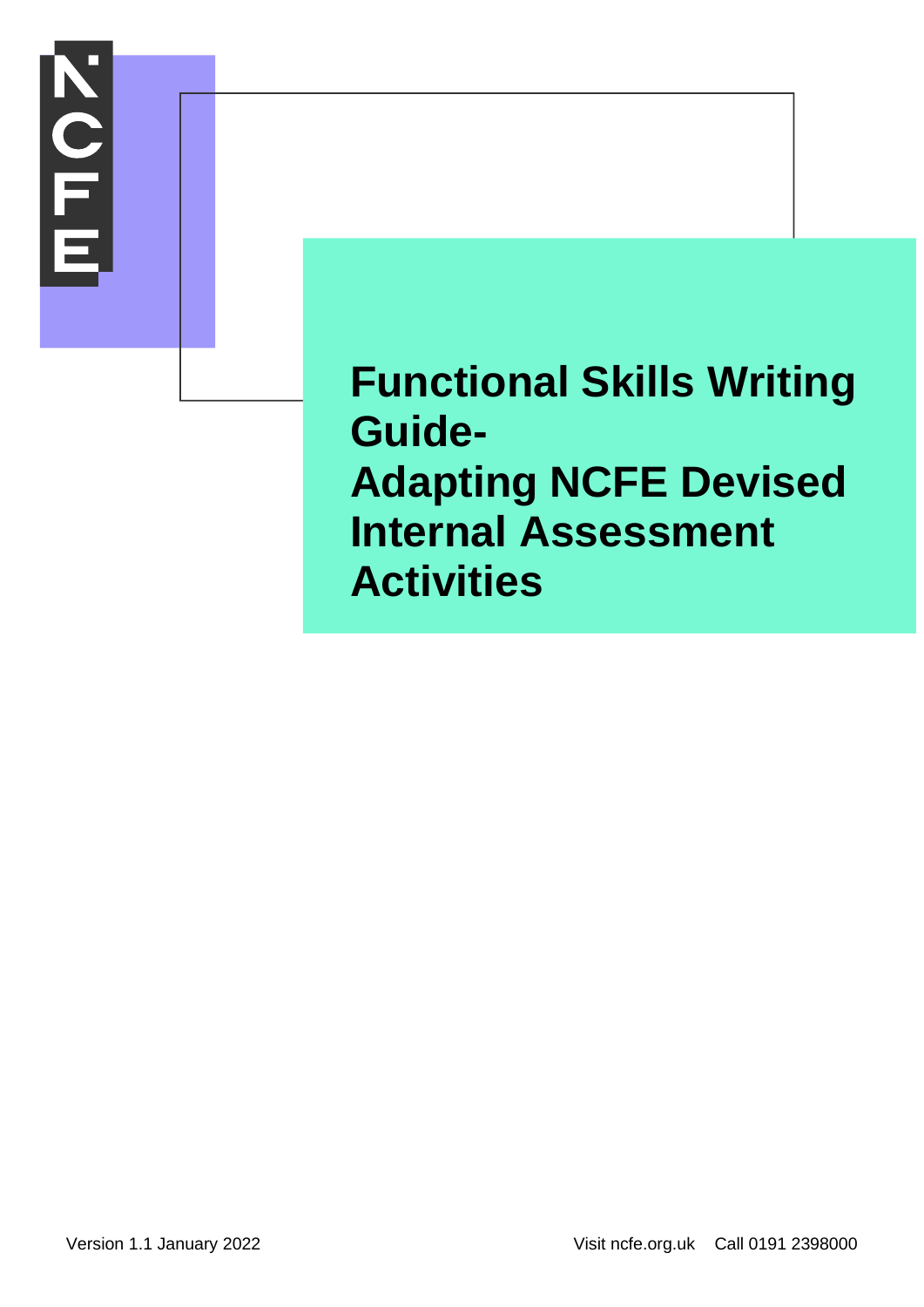# Functional Skills Writing Guide-
# Adapting NCFE Devised Internal Assessment Activities

Version 1.1 January 2022

Visit ncfe.org.uk Call 0191 2398000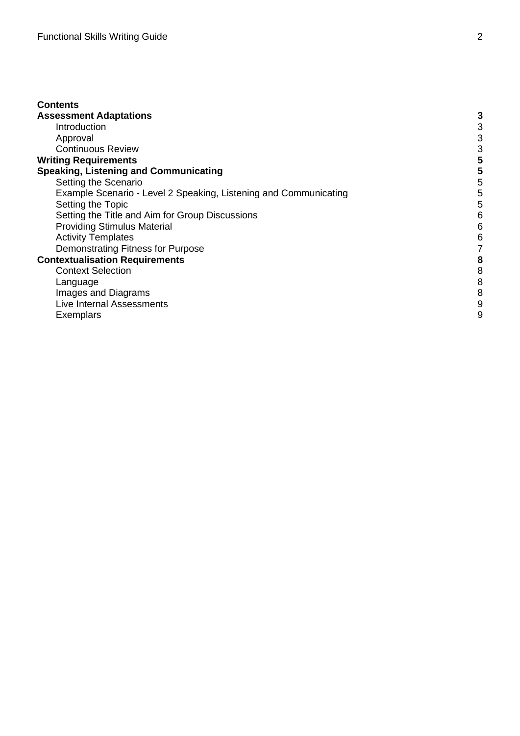**Contents**

| | |
|---|---|
| **Assessment Adaptations** | **3** |
| Introduction | 3 |
| Approval | 3 |
| Continuous Review | 3 |
| **Writing Requirements** | **5** |
| **Speaking, Listening and Communicating** | **5** |
| Setting the Scenario | 5 |
| Example Scenario - Level 2 Speaking, Listening and Communicating | 5 |
| Setting the Topic | 5 |
| Setting the Title and Aim for Group Discussions | 6 |
| Providing Stimulus Material | 6 |
| Activity Templates | 6 |
| Demonstrating Fitness for Purpose | 7 |
| **Contextualisation Requirements** | **8** |
| Context Selection | 8 |
| Language | 8 |
| Images and Diagrams | 8 |
| Live Internal Assessments | 9 |
| Exemplars | 9 |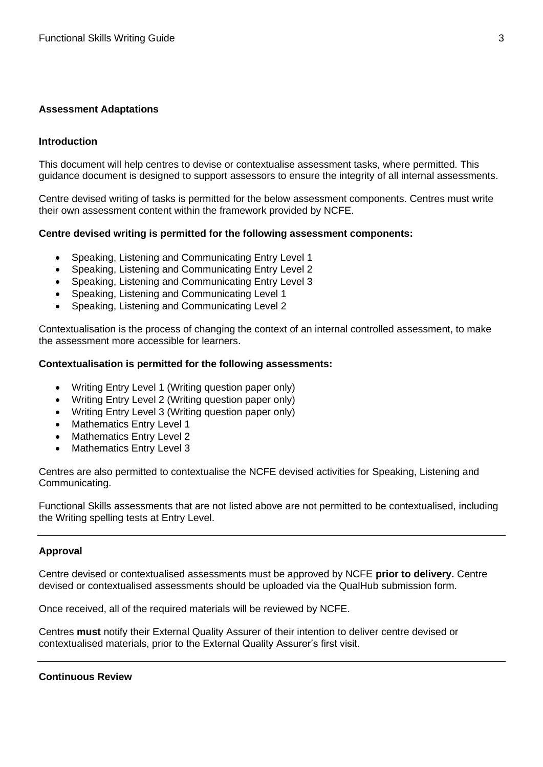## Assessment Adaptations

### Introduction

This document will help centres to devise or contextualise assessment tasks, where permitted. This guidance document is designed to support assessors to ensure the integrity of all internal assessments.

Centre devised writing of tasks is permitted for the below assessment components. Centres must write their own assessment content within the framework provided by NCFE.

**Centre devised writing is permitted for the following assessment components:**

- Speaking, Listening and Communicating Entry Level 1
- Speaking, Listening and Communicating Entry Level 2
- Speaking, Listening and Communicating Entry Level 3
- Speaking, Listening and Communicating Level 1
- Speaking, Listening and Communicating Level 2

Contextualisation is the process of changing the context of an internal controlled assessment, to make the assessment more accessible for learners.

**Contextualisation is permitted for the following assessments:**

- Writing Entry Level 1 (Writing question paper only)
- Writing Entry Level 2 (Writing question paper only)
- Writing Entry Level 3 (Writing question paper only)
- Mathematics Entry Level 1
- Mathematics Entry Level 2
- Mathematics Entry Level 3

Centres are also permitted to contextualise the NCFE devised activities for Speaking, Listening and Communicating.

Functional Skills assessments that are not listed above are not permitted to be contextualised, including the Writing spelling tests at Entry Level.

---

### Approval

Centre devised or contextualised assessments must be approved by NCFE **prior to delivery.** Centre devised or contextualised assessments should be uploaded via the QualHub submission form.

Once received, all of the required materials will be reviewed by NCFE.

Centres **must** notify their External Quality Assurer of their intention to deliver centre devised or contextualised materials, prior to the External Quality Assurer's first visit.

---

### Continuous Review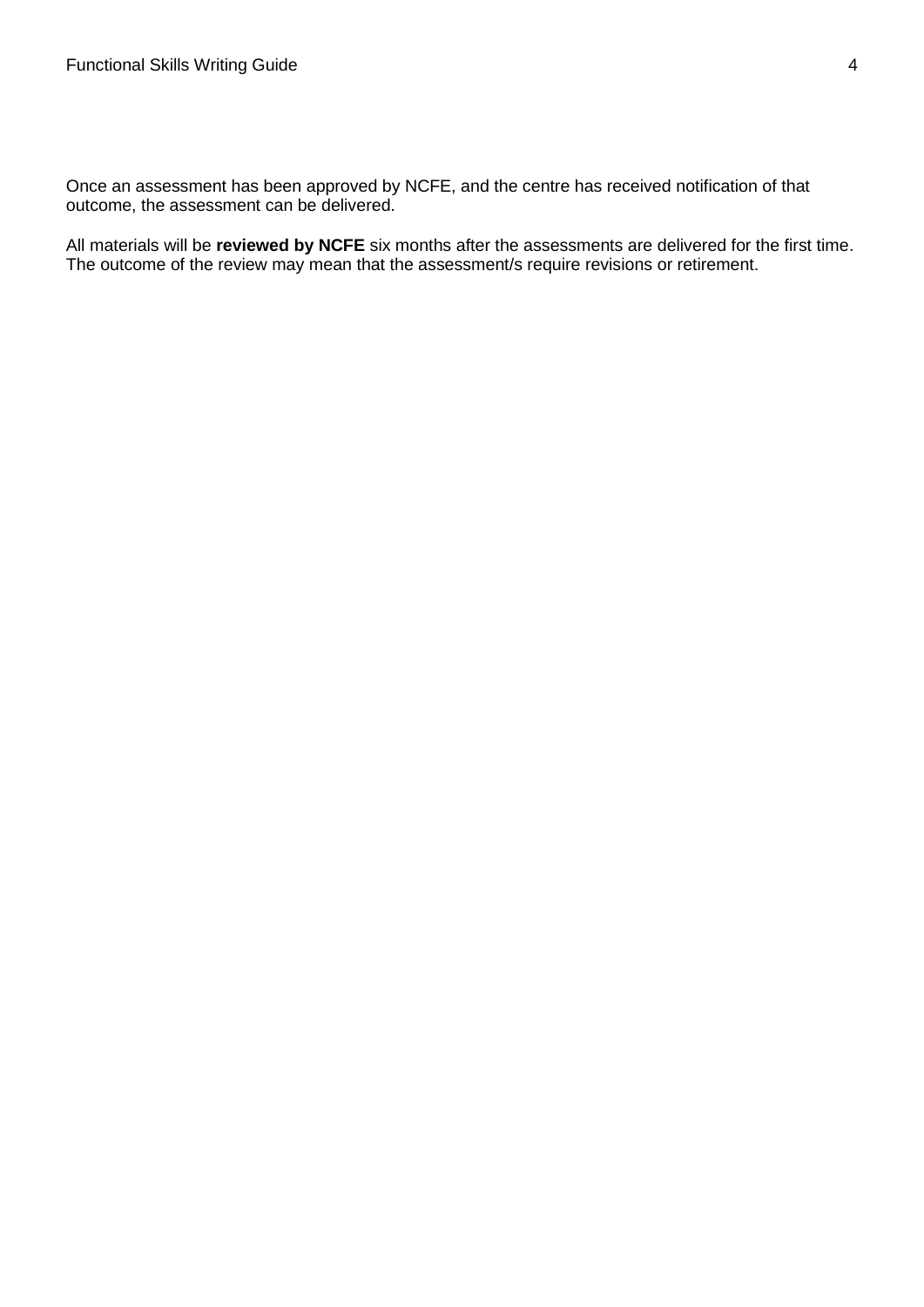Once an assessment has been approved by NCFE, and the centre has received notification of that outcome, the assessment can be delivered.

All materials will be **reviewed by NCFE** six months after the assessments are delivered for the first time. The outcome of the review may mean that the assessment/s require revisions or retirement.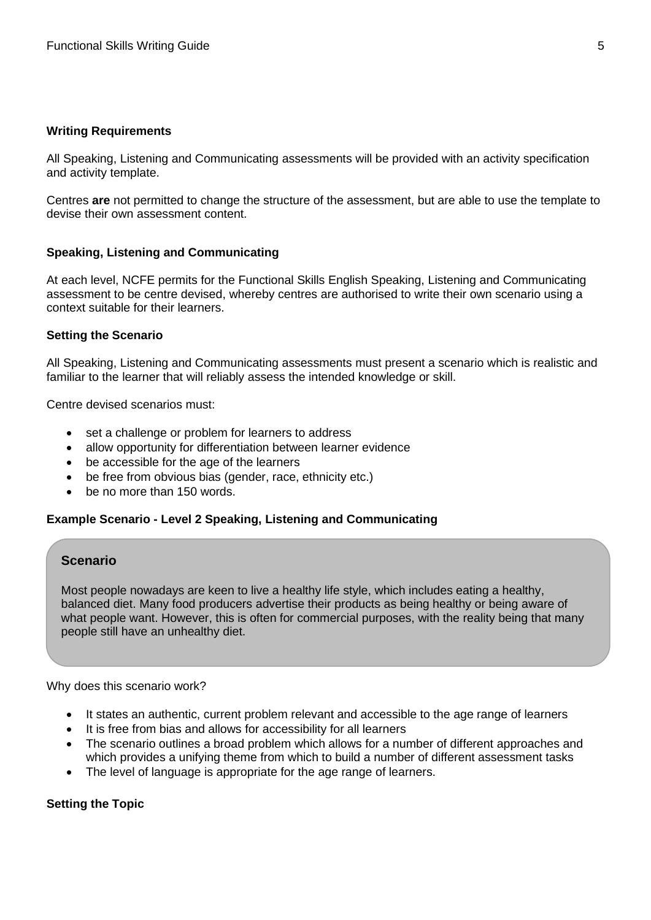**Writing Requirements**

All Speaking, Listening and Communicating assessments will be provided with an activity specification and activity template.

Centres **are** not permitted to change the structure of the assessment, but are able to use the template to devise their own assessment content.

**Speaking, Listening and Communicating**

At each level, NCFE permits for the Functional Skills English Speaking, Listening and Communicating assessment to be centre devised, whereby centres are authorised to write their own scenario using a context suitable for their learners.

**Setting the Scenario**

All Speaking, Listening and Communicating assessments must present a scenario which is realistic and familiar to the learner that will reliably assess the intended knowledge or skill.

Centre devised scenarios must:

- set a challenge or problem for learners to address
- allow opportunity for differentiation between learner evidence
- be accessible for the age of the learners
- be free from obvious bias (gender, race, ethnicity etc.)
- be no more than 150 words.

**Example Scenario - Level 2 Speaking, Listening and Communicating**

**Scenario**

Most people nowadays are keen to live a healthy life style, which includes eating a healthy, balanced diet. Many food producers advertise their products as being healthy or being aware of what people want. However, this is often for commercial purposes, with the reality being that many people still have an unhealthy diet.

Why does this scenario work?

- It states an authentic, current problem relevant and accessible to the age range of learners
- It is free from bias and allows for accessibility for all learners
- The scenario outlines a broad problem which allows for a number of different approaches and which provides a unifying theme from which to build a number of different assessment tasks
- The level of language is appropriate for the age range of learners.

**Setting the Topic**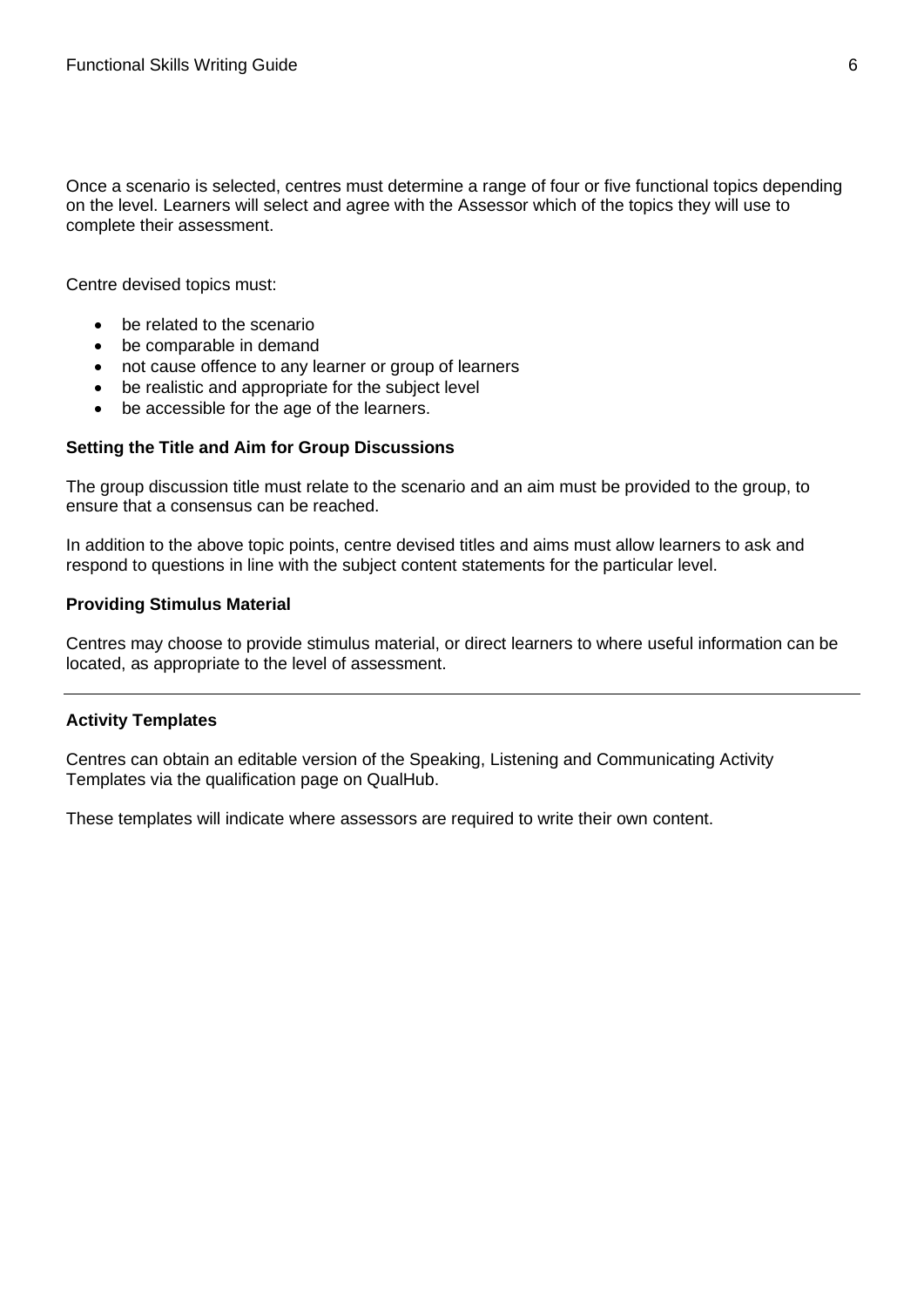Once a scenario is selected, centres must determine a range of four or five functional topics depending on the level. Learners will select and agree with the Assessor which of the topics they will use to complete their assessment.

Centre devised topics must:

- be related to the scenario
- be comparable in demand
- not cause offence to any learner or group of learners
- be realistic and appropriate for the subject level
- be accessible for the age of the learners.

**Setting the Title and Aim for Group Discussions**

The group discussion title must relate to the scenario and an aim must be provided to the group, to ensure that a consensus can be reached.

In addition to the above topic points, centre devised titles and aims must allow learners to ask and respond to questions in line with the subject content statements for the particular level.

**Providing Stimulus Material**

Centres may choose to provide stimulus material, or direct learners to where useful information can be located, as appropriate to the level of assessment.

---

**Activity Templates**

Centres can obtain an editable version of the Speaking, Listening and Communicating Activity Templates via the qualification page on QualHub.

These templates will indicate where assessors are required to write their own content.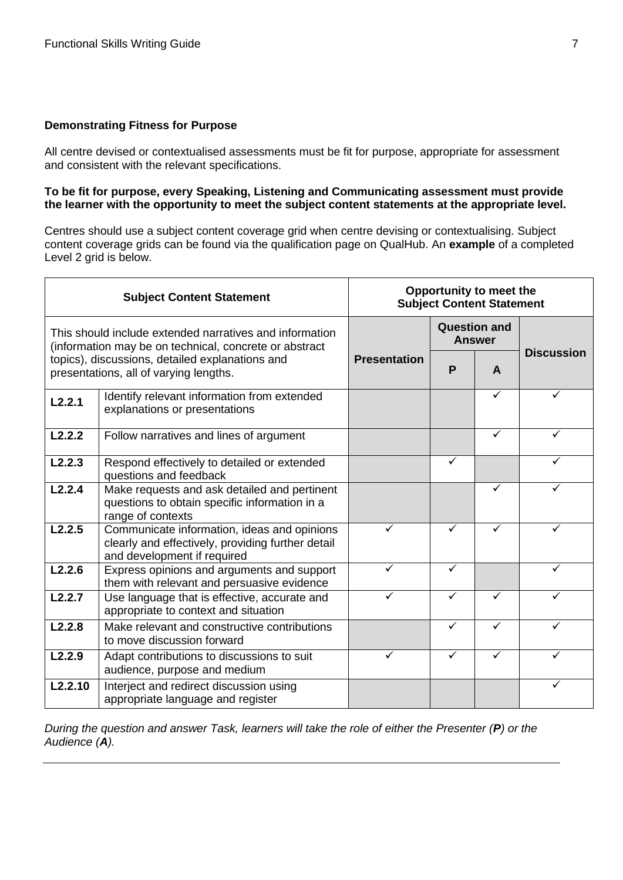**Demonstrating Fitness for Purpose**

All centre devised or contextualised assessments must be fit for purpose, appropriate for assessment and consistent with the relevant specifications.

**To be fit for purpose, every Speaking, Listening and Communicating assessment must provide the learner with the opportunity to meet the subject content statements at the appropriate level.**

Centres should use a subject content coverage grid when centre devising or contextualising. Subject content coverage grids can be found via the qualification page on QualHub. An **example** of a completed Level 2 grid is below.

| **Subject Content Statement** | | **Opportunity to meet the Subject Content Statement** | | | |
|---|---|---|---|---|---|
| This should include extended narratives and information (information may be on technical, concrete or abstract topics), discussions, detailed explanations and presentations, all of varying lengths. | | **Presentation** | **Question and Answer** | | **Discussion** |
| | | | **P** | **A** | |
| **L2.2.1** | Identify relevant information from extended explanations or presentations | | | ✓ | ✓ |
| **L2.2.2** | Follow narratives and lines of argument | | | ✓ | ✓ |
| **L2.2.3** | Respond effectively to detailed or extended questions and feedback | | ✓ | | ✓ |
| **L2.2.4** | Make requests and ask detailed and pertinent questions to obtain specific information in a range of contexts | | | ✓ | ✓ |
| **L2.2.5** | Communicate information, ideas and opinions clearly and effectively, providing further detail and development if required | ✓ | ✓ | ✓ | ✓ |
| **L2.2.6** | Express opinions and arguments and support them with relevant and persuasive evidence | ✓ | ✓ | | ✓ |
| **L2.2.7** | Use language that is effective, accurate and appropriate to context and situation | ✓ | ✓ | ✓ | ✓ |
| **L2.2.8** | Make relevant and constructive contributions to move discussion forward | | ✓ | ✓ | ✓ |
| **L2.2.9** | Adapt contributions to discussions to suit audience, purpose and medium | ✓ | ✓ | ✓ | ✓ |
| **L2.2.10** | Interject and redirect discussion using appropriate language and register | | | | ✓ |

*During the question and answer Task, learners will take the role of either the Presenter (**P**) or the Audience (**A**).*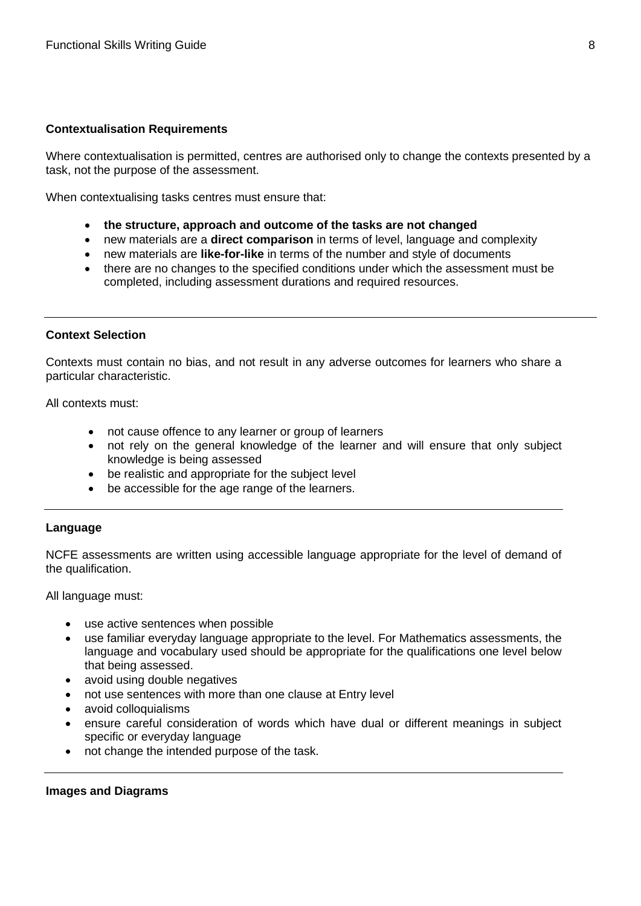### Contextualisation Requirements

Where contextualisation is permitted, centres are authorised only to change the contexts presented by a task, not the purpose of the assessment.

When contextualising tasks centres must ensure that:

- **the structure, approach and outcome of the tasks are not changed**
- new materials are a **direct comparison** in terms of level, language and complexity
- new materials are **like-for-like** in terms of the number and style of documents
- there are no changes to the specified conditions under which the assessment must be completed, including assessment durations and required resources.

---

### Context Selection

Contexts must contain no bias, and not result in any adverse outcomes for learners who share a particular characteristic.

All contexts must:

- not cause offence to any learner or group of learners
- not rely on the general knowledge of the learner and will ensure that only subject knowledge is being assessed
- be realistic and appropriate for the subject level
- be accessible for the age range of the learners.

---

### Language

NCFE assessments are written using accessible language appropriate for the level of demand of the qualification.

All language must:

- use active sentences when possible
- use familiar everyday language appropriate to the level. For Mathematics assessments, the language and vocabulary used should be appropriate for the qualifications one level below that being assessed.
- avoid using double negatives
- not use sentences with more than one clause at Entry level
- avoid colloquialisms
- ensure careful consideration of words which have dual or different meanings in subject specific or everyday language
- not change the intended purpose of the task.

---

### Images and Diagrams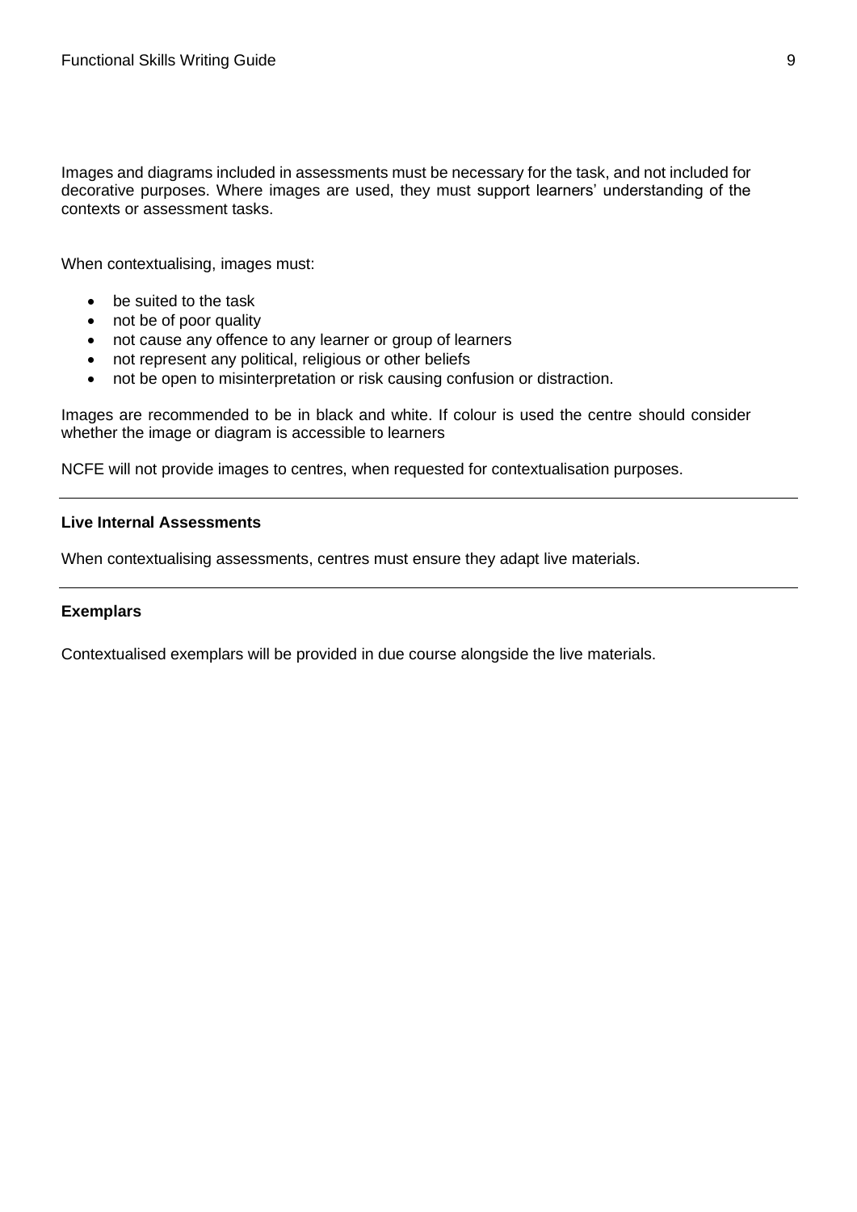Images and diagrams included in assessments must be necessary for the task, and not included for decorative purposes. Where images are used, they must support learners' understanding of the contexts or assessment tasks.

When contextualising, images must:

- be suited to the task
- not be of poor quality
- not cause any offence to any learner or group of learners
- not represent any political, religious or other beliefs
- not be open to misinterpretation or risk causing confusion or distraction.

Images are recommended to be in black and white. If colour is used the centre should consider whether the image or diagram is accessible to learners

NCFE will not provide images to centres, when requested for contextualisation purposes.

---

**Live Internal Assessments**

When contextualising assessments, centres must ensure they adapt live materials.

---

**Exemplars**

Contextualised exemplars will be provided in due course alongside the live materials.